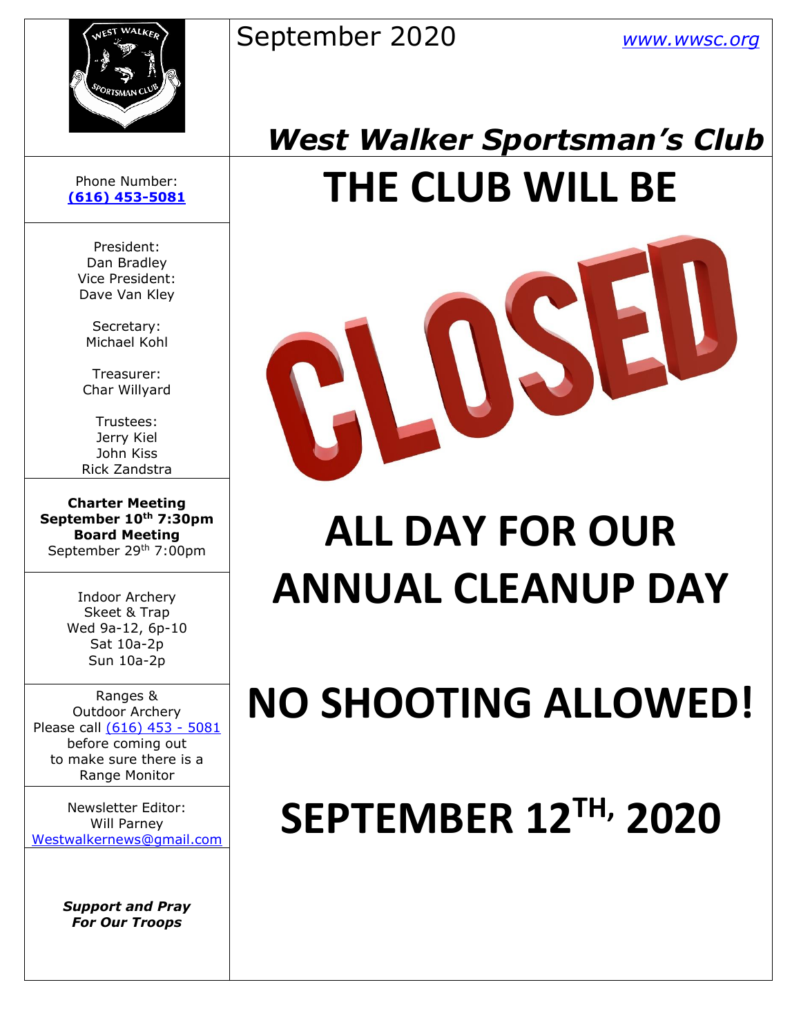September 2020 [www.wwsc.org](http://www.wwsc.org)

# *West Walker Sportsman's Club*

Phone Number:
**(616) 453-5081**

President:
Dan Bradley
Vice President:
Dave Van Kley

Secretary:
Michael Kohl

Treasurer:
Char Willyard

Trustees:
Jerry Kiel
John Kiss
Rick Zandstra

**Charter Meeting**
**September 10th 7:30pm**
**Board Meeting**
September 29th 7:00pm

Indoor Archery
Skeet & Trap
Wed 9a-12, 6p-10
Sat 10a-2p
Sun 10a-2p

Ranges &
Outdoor Archery
Please call (616) 453 - 5081
before coming out
to make sure there is a
Range Monitor

Newsletter Editor:
Will Parney
Westwalkernews@gmail.com

***Support and Pray***
***For Our Troops***

# THE CLUB WILL BE

# CLOSED

# ALL DAY FOR OUR ANNUAL CLEANUP DAY

# NO SHOOTING ALLOWED!

# SEPTEMBER 12TH, 2020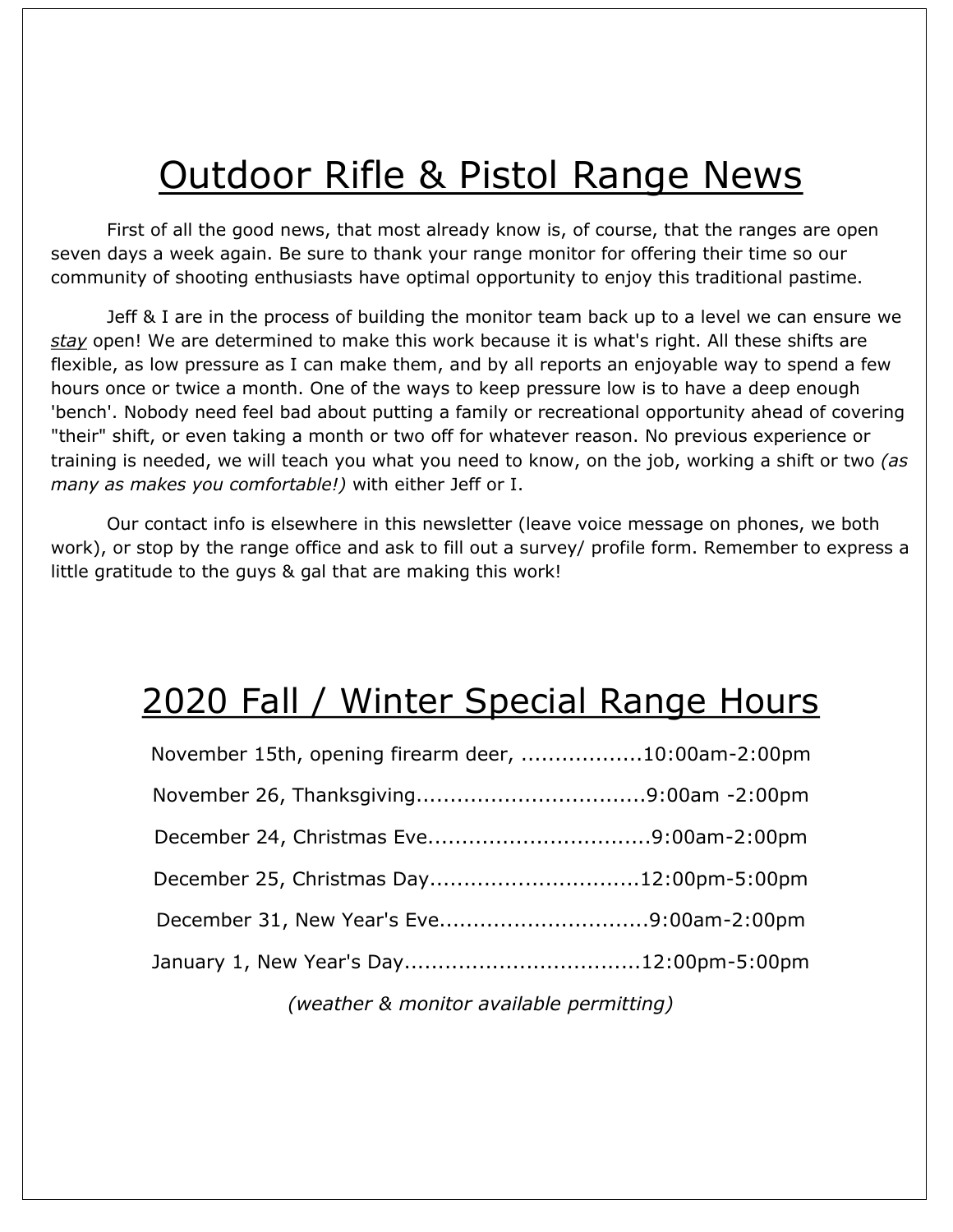# Outdoor Rifle & Pistol Range News

First of all the good news, that most already know is, of course, that the ranges are open seven days a week again. Be sure to thank your range monitor for offering their time so our community of shooting enthusiasts have optimal opportunity to enjoy this traditional pastime.

Jeff & I are in the process of building the monitor team back up to a level we can ensure we *stay* open! We are determined to make this work because it is what's right. All these shifts are flexible, as low pressure as I can make them, and by all reports an enjoyable way to spend a few hours once or twice a month. One of the ways to keep pressure low is to have a deep enough 'bench'. Nobody need feel bad about putting a family or recreational opportunity ahead of covering "their" shift, or even taking a month or two off for whatever reason. No previous experience or training is needed, we will teach you what you need to know, on the job, working a shift or two *(as many as makes you comfortable!)* with either Jeff or I.

Our contact info is elsewhere in this newsletter (leave voice message on phones, we both work), or stop by the range office and ask to fill out a survey/ profile form. Remember to express a little gratitude to the guys & gal that are making this work!

# 2020 Fall / Winter Special Range Hours

November 15th, opening firearm deer, ..................10:00am-2:00pm

November 26, Thanksgiving.................................9:00am -2:00pm

December 24, Christmas Eve................................9:00am-2:00pm

December 25, Christmas Day...............................12:00pm-5:00pm

December 31, New Year's Eve...............................9:00am-2:00pm

January 1, New Year's Day...................................12:00pm-5:00pm

*(weather & monitor available permitting)*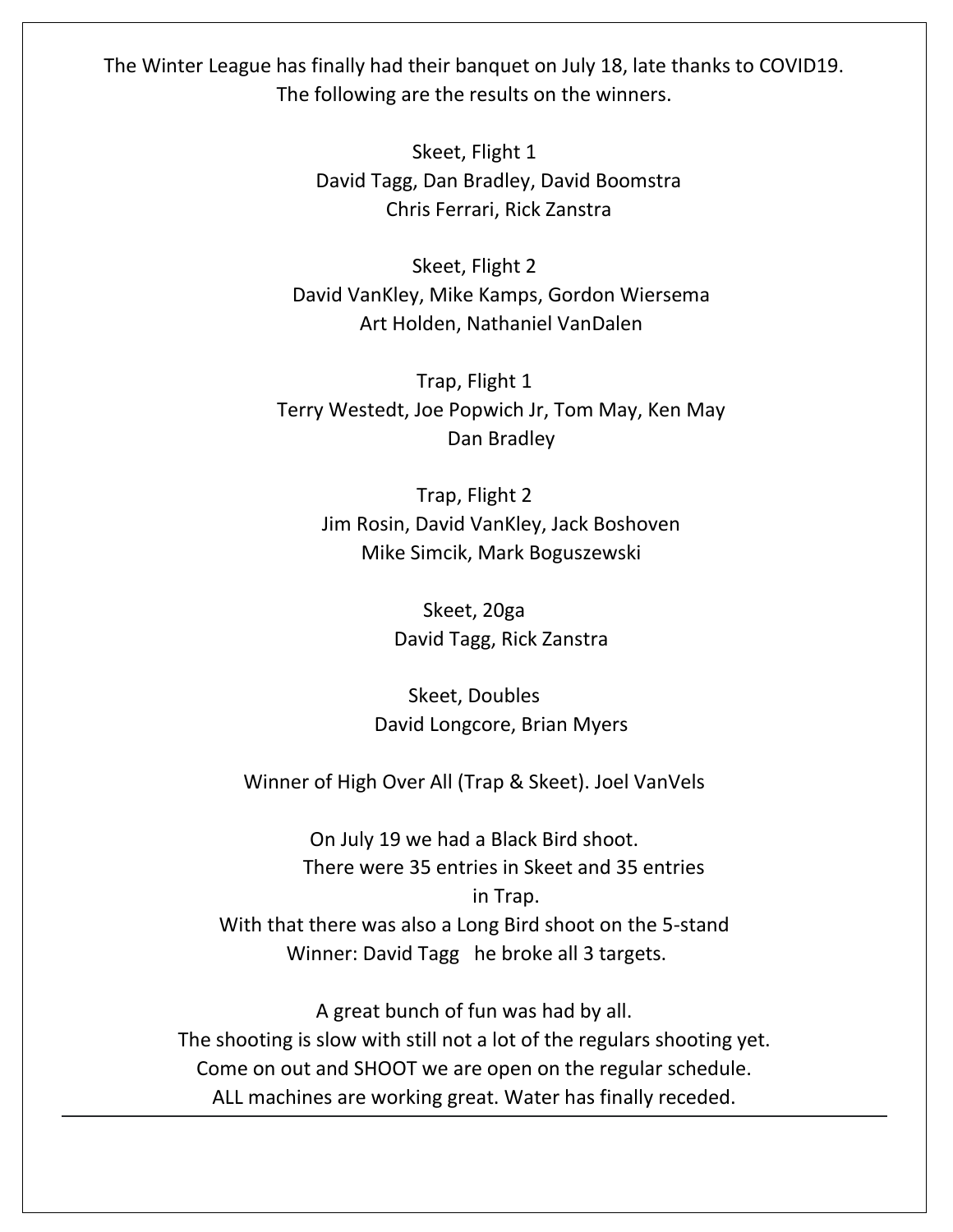The Winter League has finally had their banquet on July 18, late thanks to COVID19.
The following are the results on the winners.

Skeet, Flight 1
David Tagg, Dan Bradley, David Boomstra
Chris Ferrari, Rick Zanstra

Skeet, Flight 2
David VanKley, Mike Kamps, Gordon Wiersema
Art Holden, Nathaniel VanDalen

Trap, Flight 1
Terry Westedt, Joe Popwich Jr, Tom May, Ken May
Dan Bradley

Trap, Flight 2
Jim Rosin, David VanKley, Jack Boshoven
Mike Simcik, Mark Boguszewski

Skeet, 20ga
David Tagg, Rick Zanstra

Skeet, Doubles
David Longcore, Brian Myers

Winner of High Over All (Trap & Skeet). Joel VanVels

On July 19 we had a Black Bird shoot.
There were 35 entries in Skeet and 35 entries in Trap.
With that there was also a Long Bird shoot on the 5-stand
Winner: David Tagg he broke all 3 targets.

A great bunch of fun was had by all.
The shooting is slow with still not a lot of the regulars shooting yet.
Come on out and SHOOT we are open on the regular schedule.
ALL machines are working great. Water has finally receded.

---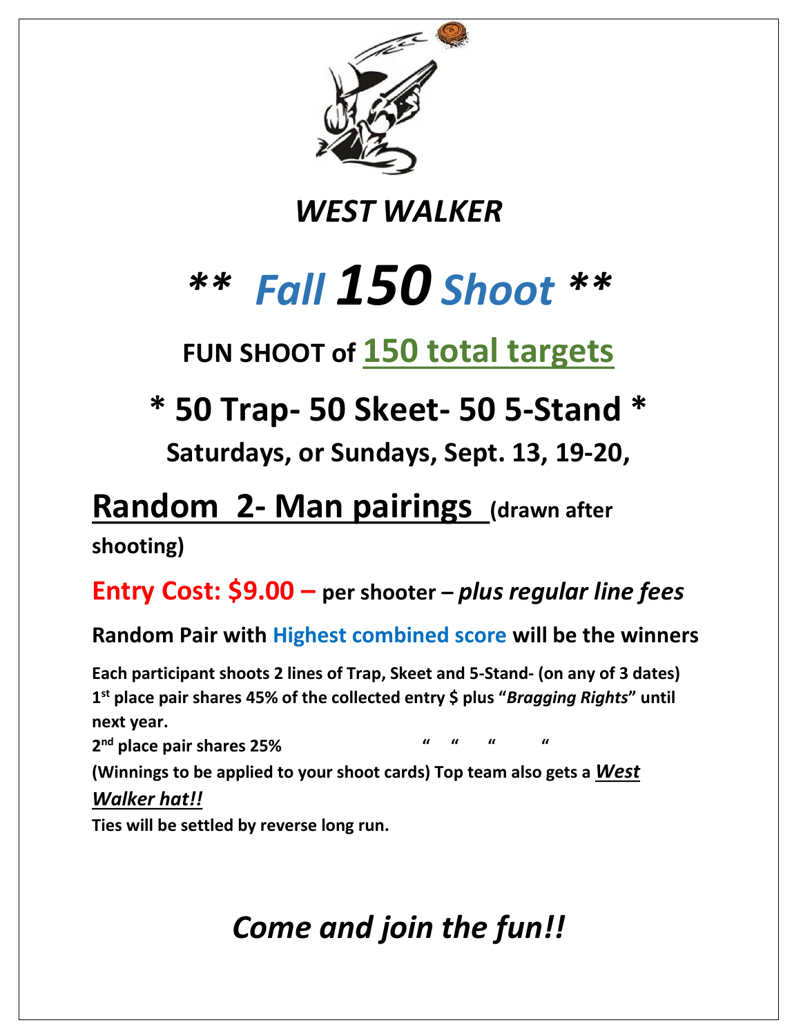# *WEST WALKER*

# ** *Fall* ***150*** *Shoot* **

## FUN SHOOT of 150 total targets

## * 50 Trap- 50 Skeet- 50 5-Stand *

**Saturdays, or Sundays, Sept. 13, 19-20,**

## Random 2- Man pairings (drawn after shooting)

**Entry Cost: $9.00 – per shooter – *plus regular line fees***

**Random Pair with Highest combined score will be the winners**

**Each participant shoots 2 lines of Trap, Skeet and 5-Stand- (on any of 3 dates)**
**1st place pair shares 45% of the collected entry $ plus "*Bragging Rights*" until next year.**
**2nd place pair shares 25% " " " "**
**(Winnings to be applied to your shoot cards) Top team also gets a *West Walker hat!!***
**Ties will be settled by reverse long run.**

## *Come and join the fun!!*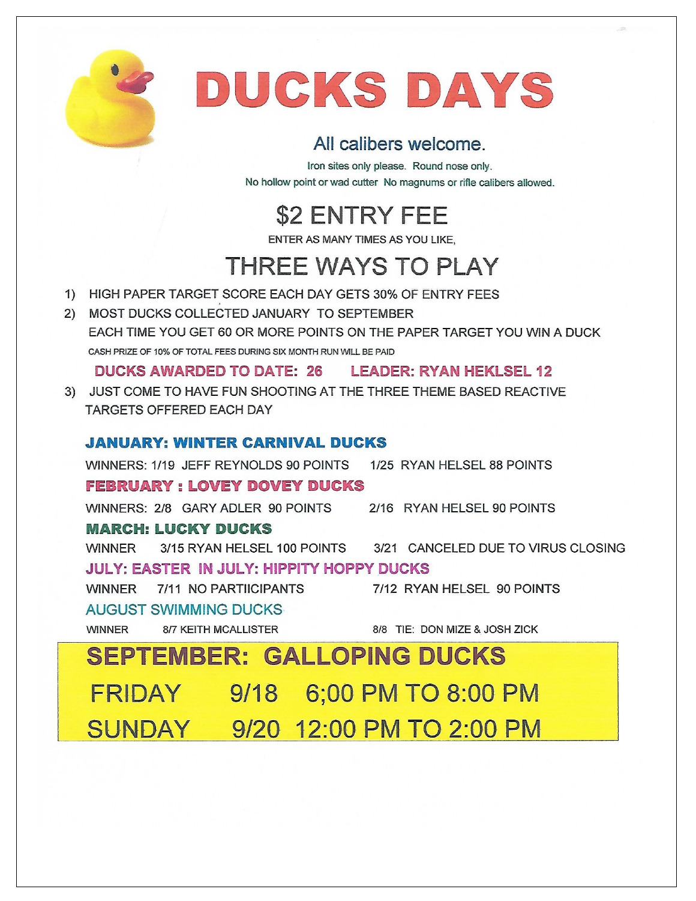# DUCKS DAYS

## All calibers welcome.

Iron sites only please. Round nose only.
No hollow point or wad cutter No magnums or rifle calibers allowed.

## $2 ENTRY FEE

ENTER AS MANY TIMES AS YOU LIKE,

## THREE WAYS TO PLAY

1) HIGH PAPER TARGET SCORE EACH DAY GETS 30% OF ENTRY FEES
2) MOST DUCKS COLLECTED JANUARY TO SEPTEMBER
   EACH TIME YOU GET 60 OR MORE POINTS ON THE PAPER TARGET YOU WIN A DUCK
   CASH PRIZE OF 10% OF TOTAL FEES DURING SIX MONTH RUN WILL BE PAID

   **DUCKS AWARDED TO DATE: 26 LEADER: RYAN HEKLSEL 12**

3) JUST COME TO HAVE FUN SHOOTING AT THE THREE THEME BASED REACTIVE TARGETS OFFERED EACH DAY

**JANUARY: WINTER CARNIVAL DUCKS**

WINNERS: 1/19 JEFF REYNOLDS 90 POINTS 1/25 RYAN HELSEL 88 POINTS

**FEBRUARY : LOVEY DOVEY DUCKS**

WINNERS: 2/8 GARY ADLER 90 POINTS 2/16 RYAN HELSEL 90 POINTS

**MARCH: LUCKY DUCKS**

WINNER 3/15 RYAN HELSEL 100 POINTS 3/21 CANCELED DUE TO VIRUS CLOSING

**JULY: EASTER IN JULY: HIPPITY HOPPY DUCKS**

WINNER 7/11 NO PARTIICIPANTS 7/12 RYAN HELSEL 90 POINTS

AUGUST SWIMMING DUCKS

WINNER 8/7 KEITH MCALLISTER 8/8 TIE: DON MIZE & JOSH ZICK

## SEPTEMBER: GALLOPING DUCKS

FRIDAY 9/18 6;00 PM TO 8:00 PM

SUNDAY 9/20 12:00 PM TO 2:00 PM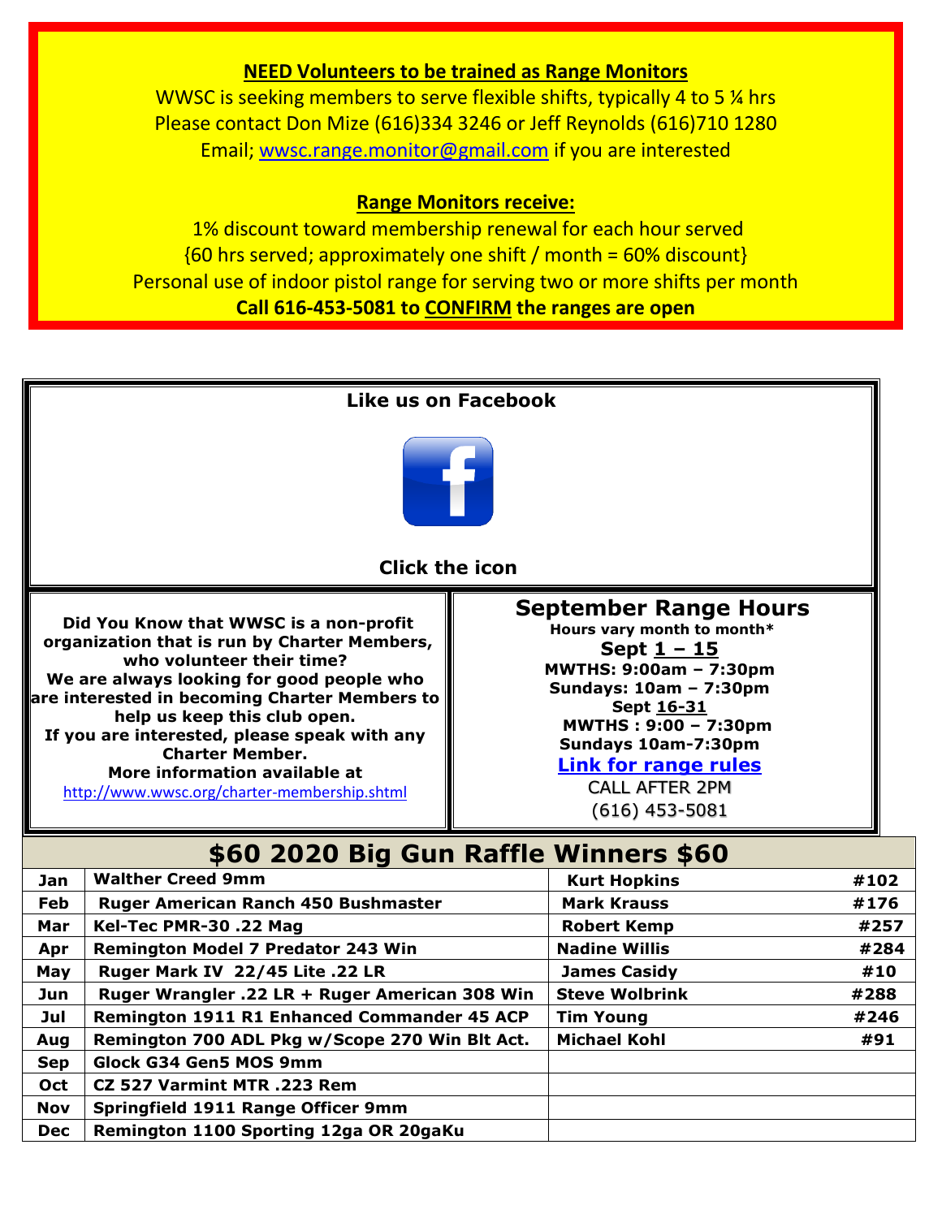**NEED Volunteers to be trained as Range Monitors**

WWSC is seeking members to serve flexible shifts, typically 4 to 5 ¼ hrs
Please contact Don Mize (616)334 3246 or Jeff Reynolds (616)710 1280
Email; wwsc.range.monitor@gmail.com if you are interested

**Range Monitors receive:**

1% discount toward membership renewal for each hour served
{60 hrs served; approximately one shift / month = 60% discount}
Personal use of indoor pistol range for serving two or more shifts per month
**Call 616-453-5081 to CONFIRM the ranges are open**

**Like us on Facebook**

**Click the icon**

**Did You Know that WWSC is a non-profit organization that is run by Charter Members, who volunteer their time?**
**We are always looking for good people who are interested in becoming Charter Members to help us keep this club open.**
**If you are interested, please speak with any Charter Member.**
**More information available at**
http://www.wwsc.org/charter-membership.shtml

## September Range Hours

**Hours vary month to month***

**Sept 1 – 15**
**MWTHS: 9:00am – 7:30pm**
**Sundays: 10am – 7:30pm**
**Sept 16-31**
**MWTHS : 9:00 – 7:30pm**
**Sundays 10am-7:30pm**

**Link for range rules**

CALL AFTER 2PM
(616) 453-5081

## $60 2020 Big Gun Raffle Winners $60

| | | | |
|---|---|---|---|
| Jan | Walther Creed 9mm | Kurt Hopkins | #102 |
| Feb | Ruger American Ranch 450 Bushmaster | Mark Krauss | #176 |
| Mar | Kel-Tec PMR-30 .22 Mag | Robert Kemp | #257 |
| Apr | Remington Model 7 Predator 243 Win | Nadine Willis | #284 |
| May | Ruger Mark IV 22/45 Lite .22 LR | James Casidy | #10 |
| Jun | Ruger Wrangler .22 LR + Ruger American 308 Win | Steve Wolbrink | #288 |
| Jul | Remington 1911 R1 Enhanced Commander 45 ACP | Tim Young | #246 |
| Aug | Remington 700 ADL Pkg w/Scope 270 Win Blt Act. | Michael Kohl | #91 |
| Sep | Glock G34 Gen5 MOS 9mm | | |
| Oct | CZ 527 Varmint MTR .223 Rem | | |
| Nov | Springfield 1911 Range Officer 9mm | | |
| Dec | Remington 1100 Sporting 12ga OR 20gaKu | | |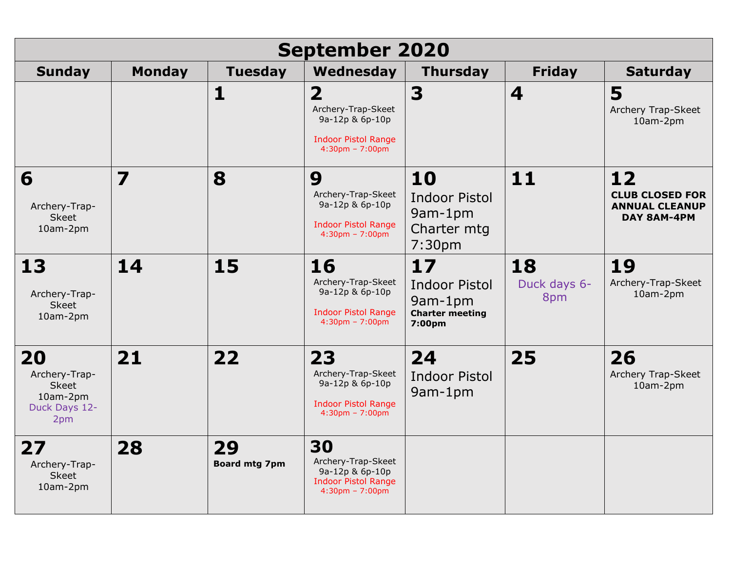# September 2020

| Sunday | Monday | Tuesday | Wednesday | Thursday | Friday | Saturday |
|---|---|---|---|---|---|---|
| | | **1** | **2** Archery-Trap-Skeet 9a-12p & 6p-10p Indoor Pistol Range 4:30pm – 7:00pm | **3** | **4** | **5** Archery Trap-Skeet 10am-2pm |
| **6** Archery-Trap-Skeet 10am-2pm | **7** | **8** | **9** Archery-Trap-Skeet 9a-12p & 6p-10p Indoor Pistol Range 4:30pm – 7:00pm | **10** Indoor Pistol 9am-1pm Charter mtg 7:30pm | **11** | **12** **CLUB CLOSED FOR ANNUAL CLEANUP DAY 8AM-4PM** |
| **13** Archery-Trap-Skeet 10am-2pm | **14** | **15** | **16** Archery-Trap-Skeet 9a-12p & 6p-10p Indoor Pistol Range 4:30pm – 7:00pm | **17** Indoor Pistol 9am-1pm **Charter meeting 7:00pm** | **18** Duck days 6-8pm | **19** Archery-Trap-Skeet 10am-2pm |
| **20** Archery-Trap-Skeet 10am-2pm Duck Days 12-2pm | **21** | **22** | **23** Archery-Trap-Skeet 9a-12p & 6p-10p Indoor Pistol Range 4:30pm – 7:00pm | **24** Indoor Pistol 9am-1pm | **25** | **26** Archery Trap-Skeet 10am-2pm |
| **27** Archery-Trap-Skeet 10am-2pm | **28** | **29** **Board mtg 7pm** | **30** Archery-Trap-Skeet 9a-12p & 6p-10p Indoor Pistol Range 4:30pm – 7:00pm | | | |